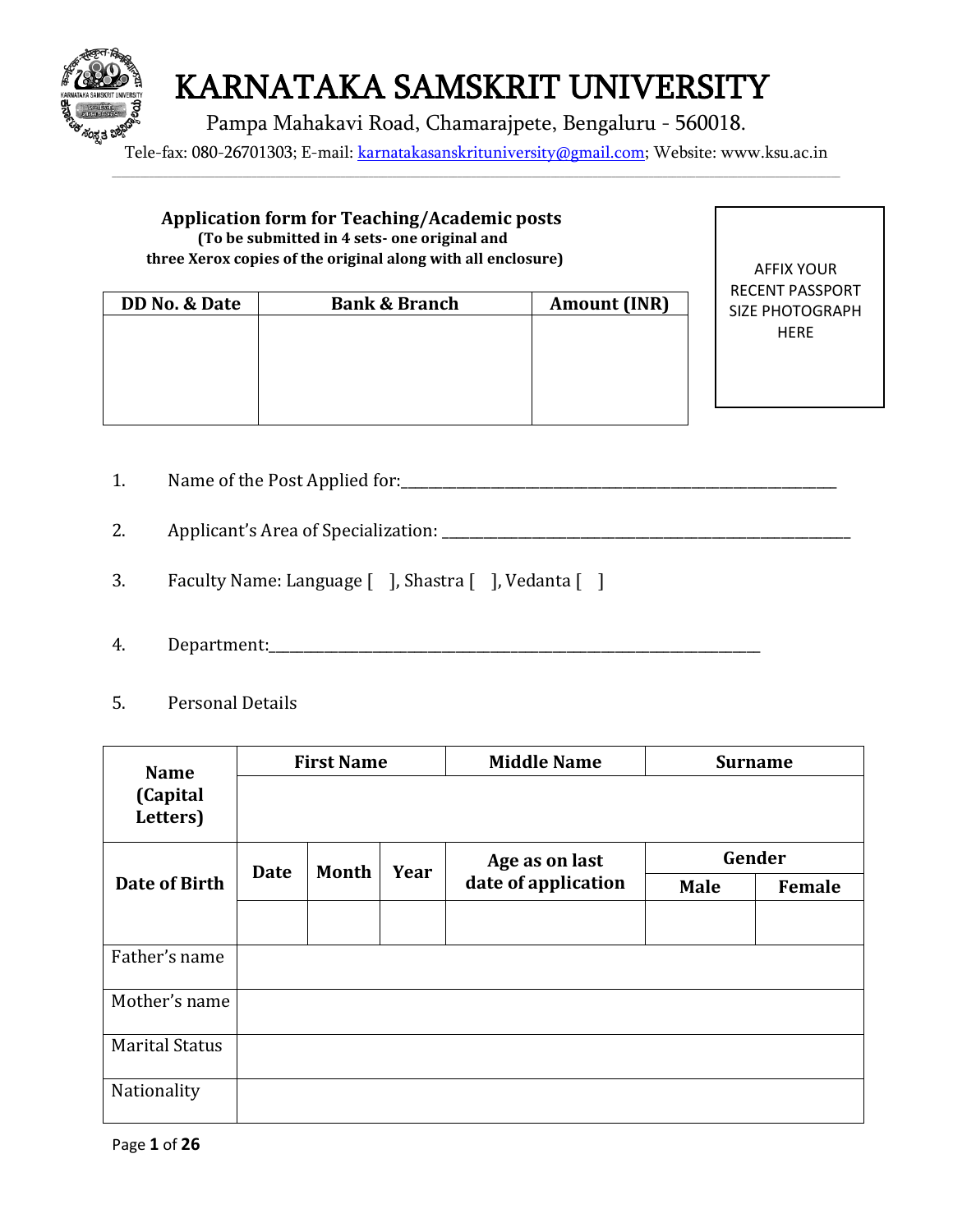# KARNATAKA SAMSKRIT UNIVERSITY

Pampa Mahakavi Road, Chamarajpete, Bengaluru - 560018.

Tele-fax: 080-26701303; E-mail: karnatakasanskrituniversity@gmail.com; Website: www.ksu.ac.in

---

## Application form for Teaching/Academic posts

**(To be submitted in 4 sets- one original and three Xerox copies of the original along with all enclosure)**

| DD No. & Date | Bank & Branch | Amount (INR) |
|---|---|---|
| | | |

AFFIX YOUR RECENT PASSPORT SIZE PHOTOGRAPH HERE

1. Name of the Post Applied for:\_\_\_\_\_\_\_\_\_\_\_\_\_\_\_\_\_\_\_\_\_\_\_\_\_\_\_\_\_\_\_\_\_\_\_\_\_\_\_\_

2. Applicant's Area of Specialization: \_\_\_\_\_\_\_\_\_\_\_\_\_\_\_\_\_\_\_\_\_\_\_\_\_\_\_\_\_\_\_\_\_\_\_\_

3. Faculty Name: Language [ ], Shastra [ ], Vedanta [ ]

4. Department:\_\_\_\_\_\_\_\_\_\_\_\_\_\_\_\_\_\_\_\_\_\_\_\_\_\_\_\_\_\_\_\_\_\_\_\_\_\_\_\_\_\_\_\_\_\_

5. Personal Details

| **Name (Capital Letters)** | **First Name** | | | **Middle Name** | **Surname** | |
|---|---|---|---|---|---|---|
| | | | | | | |
| **Date of Birth** | **Date** | **Month** | **Year** | **Age as on last date of application** | **Gender** | |
| | | | | | **Male** | **Female** |
| | | | | | | |
| Father's name | | | | | | |
| Mother's name | | | | | | |
| Marital Status | | | | | | |
| Nationality | | | | | | |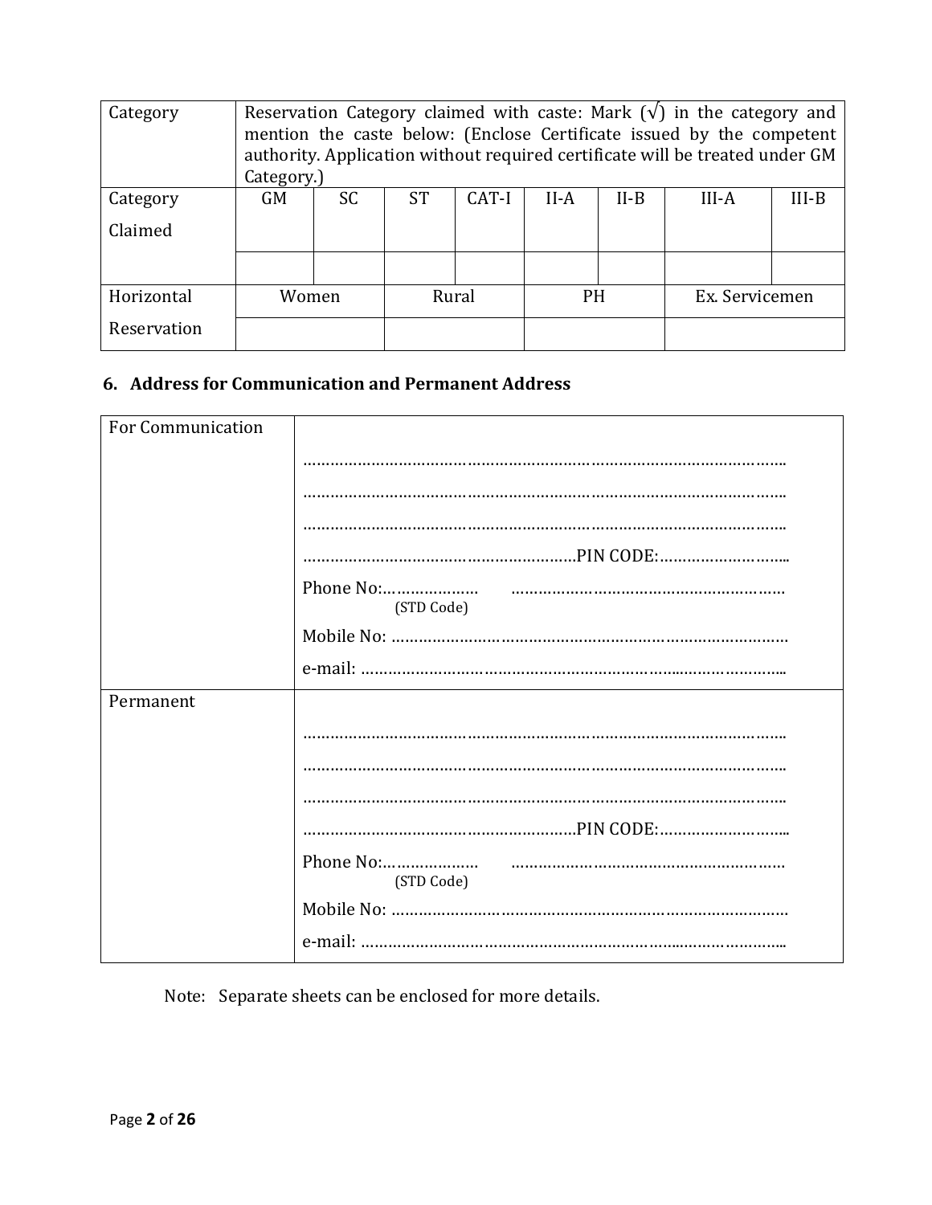| Category | Reservation Category claimed with caste: Mark (√) in the category and mention the caste below: (Enclose Certificate issued by the competent authority. Application without required certificate will be treated under GM Category.) | | | | | | | |
|---|---|---|---|---|---|---|---|---|
| Category Claimed | GM | SC | ST | CAT-I | II-A | II-B | III-A | III-B |
| | | | | | | | | |
| Horizontal Reservation | Women | | Rural | | PH | | Ex. Servicemen | |
| | | | | | | | | |

### 6. Address for Communication and Permanent Address

| | |
|---|---|
| For Communication | ……………………………………………………………………………………………….. <br> ……………………………………………………………………………………………….. <br> ……………………………………………………………………………………………….. <br> ……………………………………………………PIN CODE:……………………….. <br> Phone No:………………… (STD Code) ……………………………………………………. <br> Mobile No: ……………………………………………………………………………. <br> e-mail: ………………………………………………………………..………………….. |
| Permanent | ……………………………………………………………………………………………….. <br> ……………………………………………………………………………………………….. <br> ……………………………………………………………………………………………….. <br> ……………………………………………………PIN CODE:……………………….. <br> Phone No:………………… (STD Code) ……………………………………………………. <br> Mobile No: ……………………………………………………………………………. <br> e-mail: ………………………………………………………………..………………….. |

Note: Separate sheets can be enclosed for more details.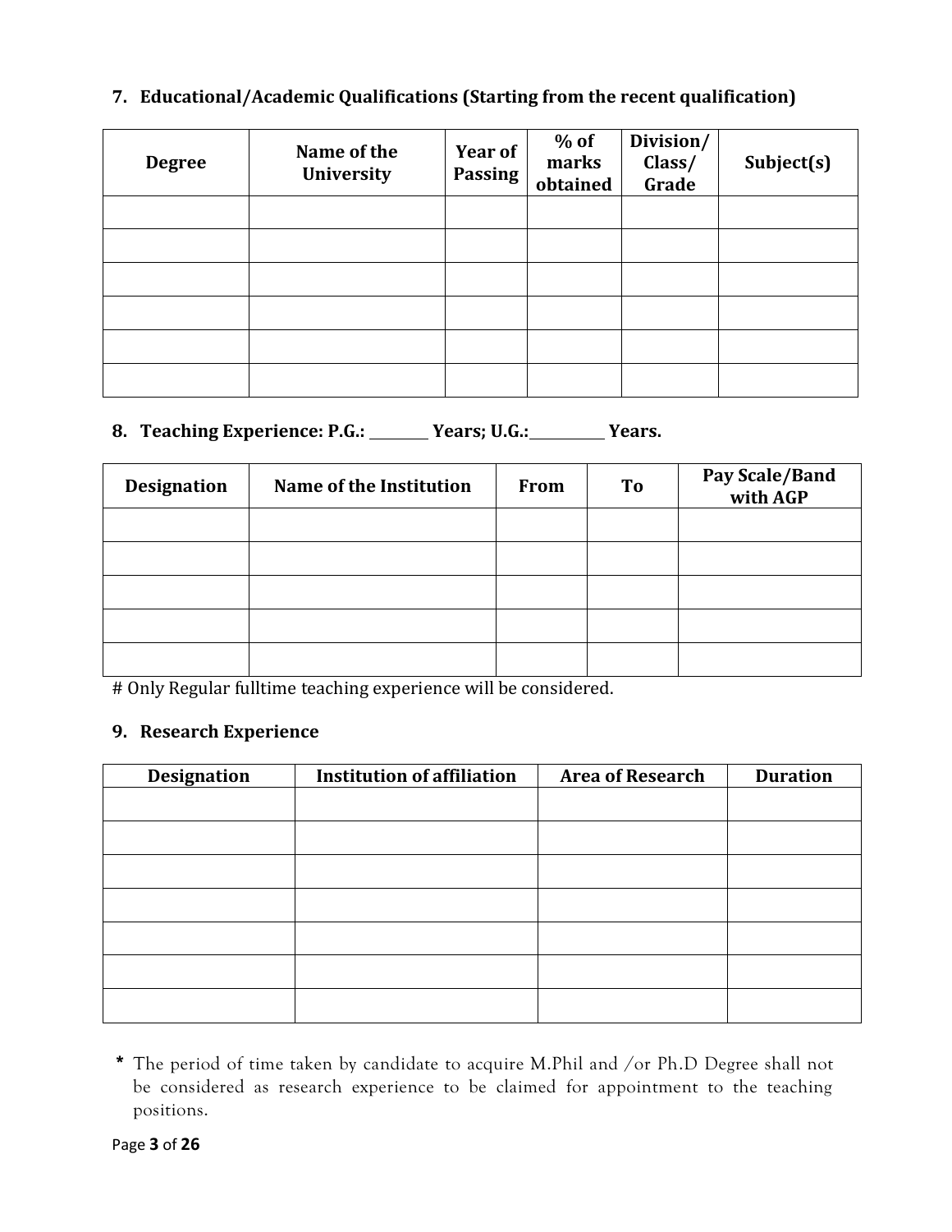**7. Educational/Academic Qualifications (Starting from the recent qualification)**

| Degree | Name of the University | Year of Passing | % of marks obtained | Division/ Class/ Grade | Subject(s) |
|---|---|---|---|---|---|
| | | | | | |
| | | | | | |
| | | | | | |
| | | | | | |
| | | | | | |
| | | | | | |

**8. Teaching Experience: P.G.: ________ Years; U.G.:__________ Years.**

| Designation | Name of the Institution | From | To | Pay Scale/Band with AGP |
|---|---|---|---|---|
| | | | | |
| | | | | |
| | | | | |
| | | | | |
| | | | | |

# Only Regular fulltime teaching experience will be considered.

**9. Research Experience**

| Designation | Institution of affiliation | Area of Research | Duration |
|---|---|---|---|
| | | | |
| | | | |
| | | | |
| | | | |
| | | | |
| | | | |
| | | | |

**\*** The period of time taken by candidate to acquire M.Phil and /or Ph.D Degree shall not be considered as research experience to be claimed for appointment to the teaching positions.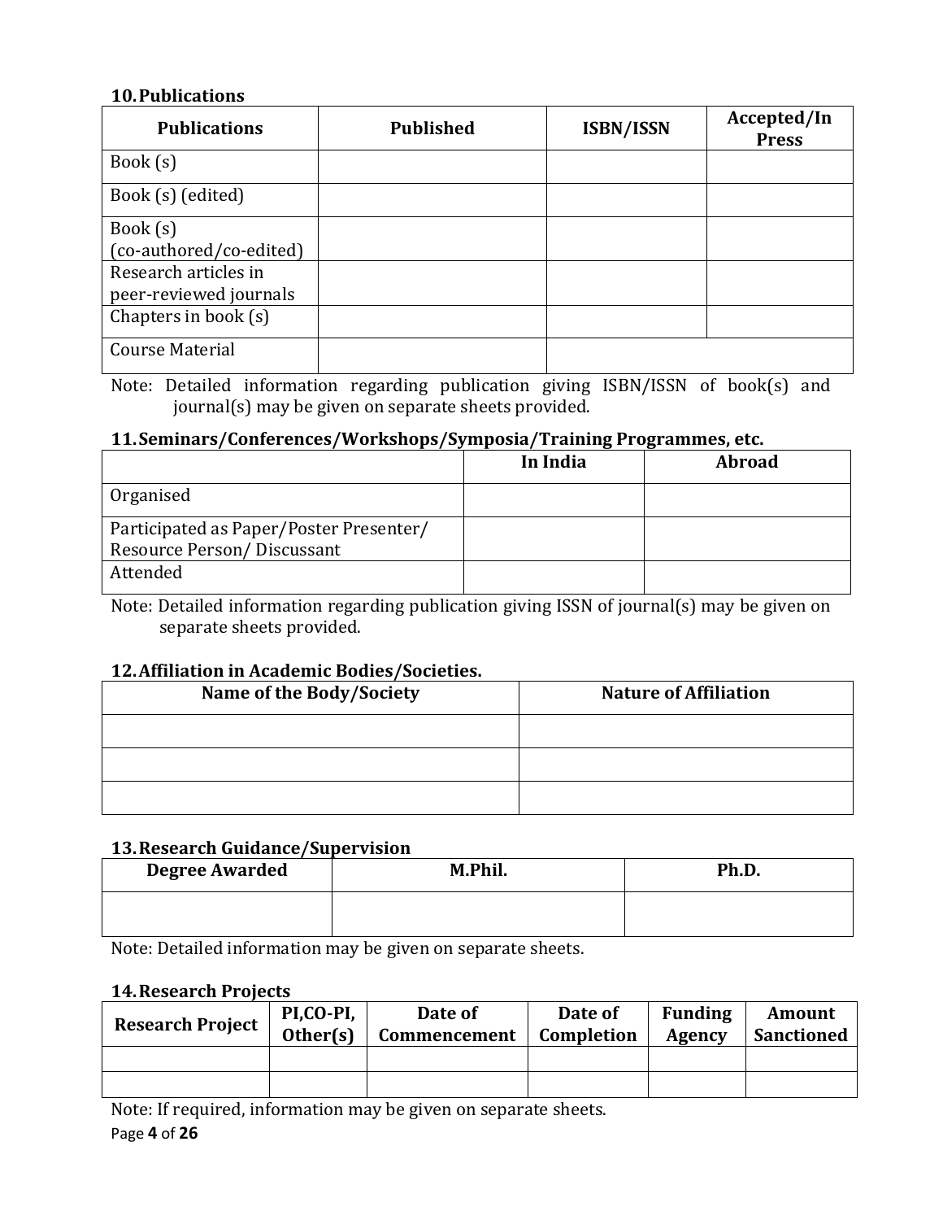### 10. Publications

| Publications | Published | ISBN/ISSN | Accepted/In Press |
|---|---|---|---|
| Book (s) | | | |
| Book (s) (edited) | | | |
| Book (s) (co-authored/co-edited) | | | |
| Research articles in peer-reviewed journals | | | |
| Chapters in book (s) | | | |
| Course Material | | | |

Note: Detailed information regarding publication giving ISBN/ISSN of book(s) and journal(s) may be given on separate sheets provided.

### 11. Seminars/Conferences/Workshops/Symposia/Training Programmes, etc.

| | In India | Abroad |
|---|---|---|
| Organised | | |
| Participated as Paper/Poster Presenter/ Resource Person/ Discussant | | |
| Attended | | |

Note: Detailed information regarding publication giving ISSN of journal(s) may be given on separate sheets provided.

### 12. Affiliation in Academic Bodies/Societies.

| Name of the Body/Society | Nature of Affiliation |
|---|---|
| | |
| | |
| | |

### 13. Research Guidance/Supervision

| Degree Awarded | M.Phil. | Ph.D. |
|---|---|---|
| | | |

Note: Detailed information may be given on separate sheets.

### 14. Research Projects

| Research Project | PI,CO-PI, Other(s) | Date of Commencement | Date of Completion | Funding Agency | Amount Sanctioned |
|---|---|---|---|---|---|
| | | | | | |
| | | | | | |

Note: If required, information may be given on separate sheets.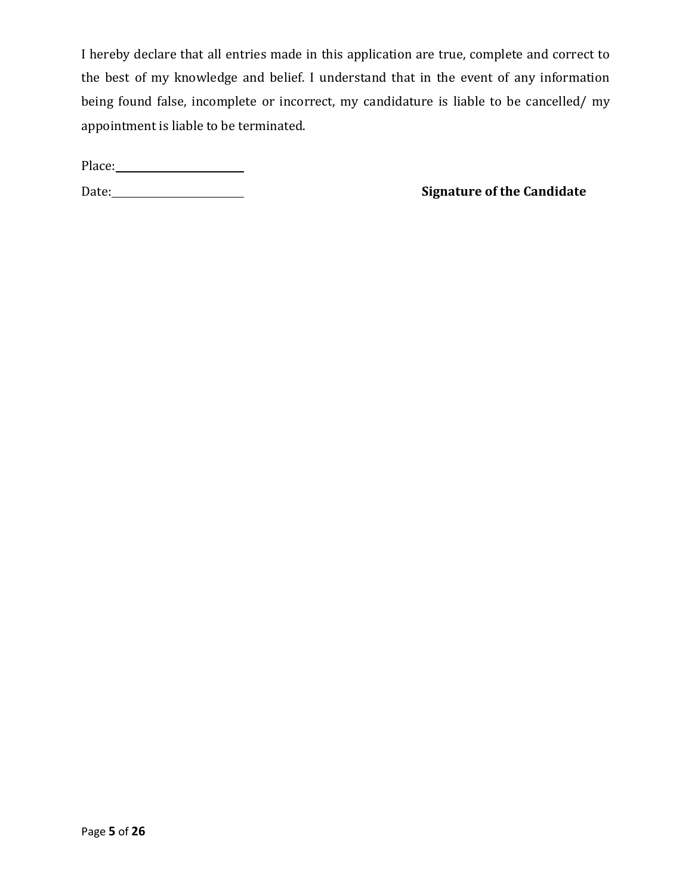I hereby declare that all entries made in this application are true, complete and correct to the best of my knowledge and belief. I understand that in the event of any information being found false, incomplete or incorrect, my candidature is liable to be cancelled/ my appointment is liable to be terminated.

Place: \_\_\_\_\_\_\_\_\_\_\_\_\_\_\_\_\_\_\_\_

Date: \_\_\_\_\_\_\_\_\_\_\_\_\_\_\_\_\_\_\_\_ **Signature of the Candidate**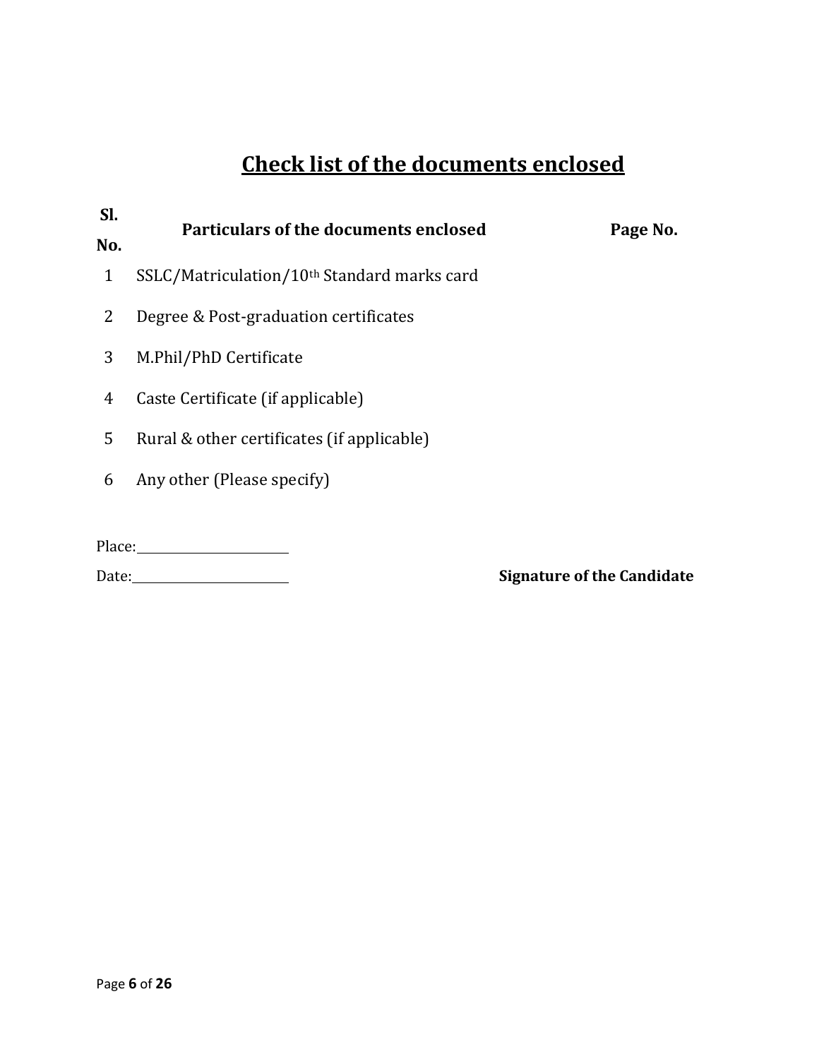# Check list of the documents enclosed

| Sl. No. | Particulars of the documents enclosed | Page No. |
|---|---|---|
| 1 | SSLC/Matriculation/10th Standard marks card | |
| 2 | Degree & Post-graduation certificates | |
| 3 | M.Phil/PhD Certificate | |
| 4 | Caste Certificate (if applicable) | |
| 5 | Rural & other certificates (if applicable) | |
| 6 | Any other (Please specify) | |

Place:______________________

Date:______________________ **Signature of the Candidate**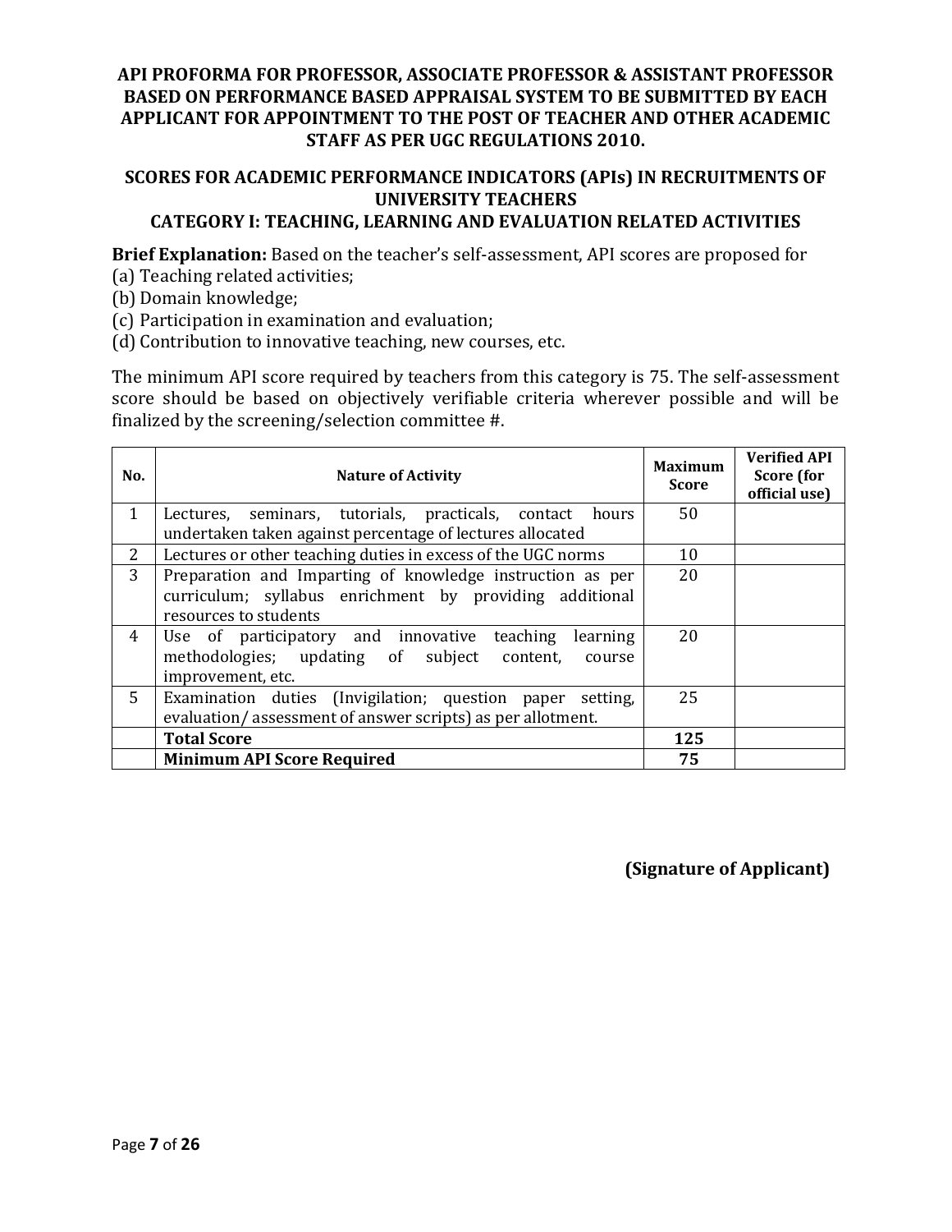# API PROFORMA FOR PROFESSOR, ASSOCIATE PROFESSOR & ASSISTANT PROFESSOR BASED ON PERFORMANCE BASED APPRAISAL SYSTEM TO BE SUBMITTED BY EACH APPLICANT FOR APPOINTMENT TO THE POST OF TEACHER AND OTHER ACADEMIC STAFF AS PER UGC REGULATIONS 2010.

## SCORES FOR ACADEMIC PERFORMANCE INDICATORS (APIs) IN RECRUITMENTS OF UNIVERSITY TEACHERS

## CATEGORY I: TEACHING, LEARNING AND EVALUATION RELATED ACTIVITIES

**Brief Explanation:** Based on the teacher's self-assessment, API scores are proposed for

(a) Teaching related activities;
(b) Domain knowledge;
(c) Participation in examination and evaluation;
(d) Contribution to innovative teaching, new courses, etc.

The minimum API score required by teachers from this category is 75. The self-assessment score should be based on objectively verifiable criteria wherever possible and will be finalized by the screening/selection committee #.

| No. | Nature of Activity | Maximum Score | Verified API Score (for official use) |
|---|---|---|---|
| 1 | Lectures, seminars, tutorials, practicals, contact hours undertaken taken against percentage of lectures allocated | 50 | |
| 2 | Lectures or other teaching duties in excess of the UGC norms | 10 | |
| 3 | Preparation and Imparting of knowledge instruction as per curriculum; syllabus enrichment by providing additional resources to students | 20 | |
| 4 | Use of participatory and innovative teaching learning methodologies; updating of subject content, course improvement, etc. | 20 | |
| 5 | Examination duties (Invigilation; question paper setting, evaluation/ assessment of answer scripts) as per allotment. | 25 | |
| | **Total Score** | **125** | |
| | **Minimum API Score Required** | **75** | |

**(Signature of Applicant)**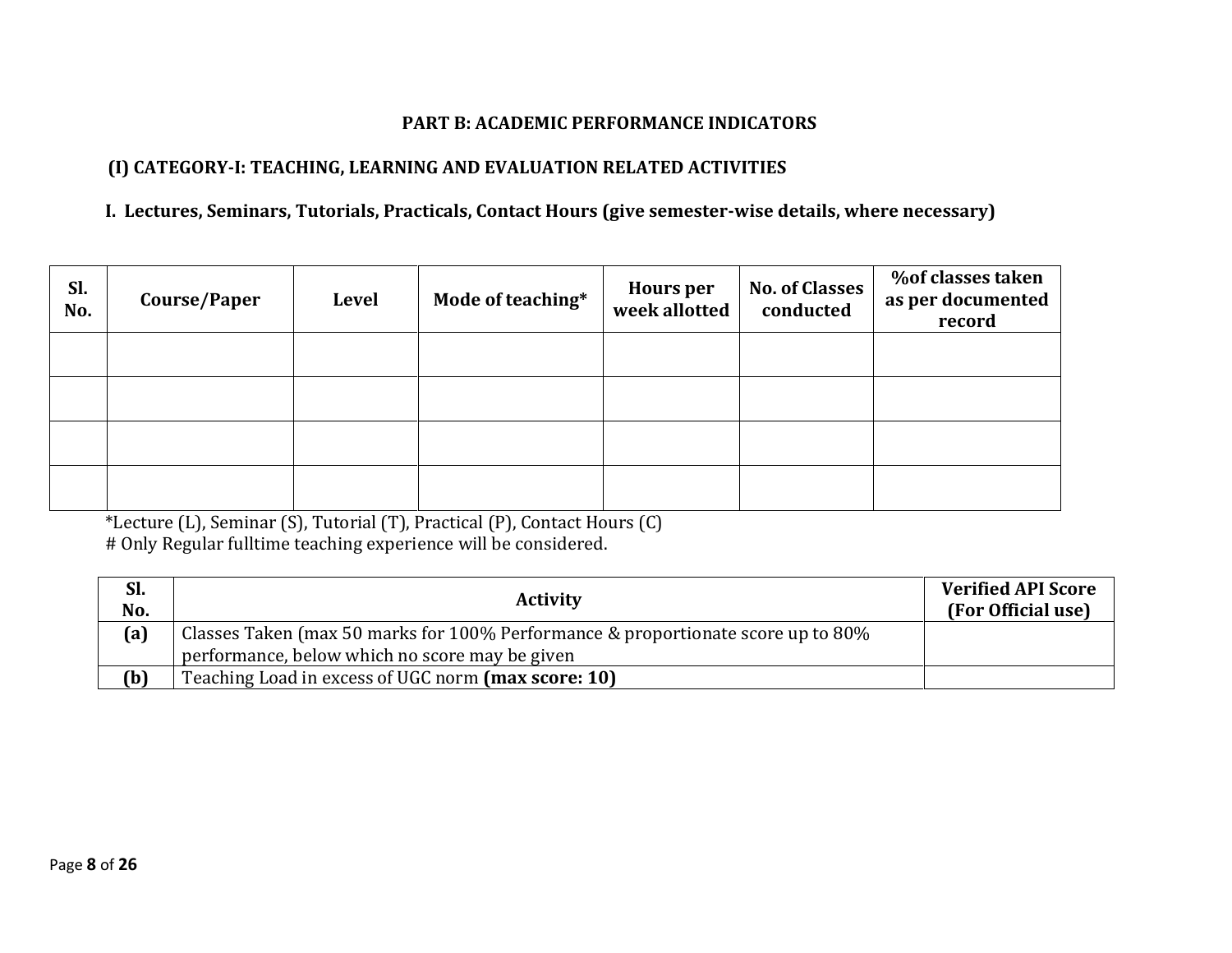## PART B: ACADEMIC PERFORMANCE INDICATORS

### (I) CATEGORY-I: TEACHING, LEARNING AND EVALUATION RELATED ACTIVITIES

**I. Lectures, Seminars, Tutorials, Practicals, Contact Hours (give semester-wise details, where necessary)**

| Sl. No. | Course/Paper | Level | Mode of teaching* | Hours per week allotted | No. of Classes conducted | %of classes taken as per documented record |
|---|---|---|---|---|---|---|
| | | | | | | |
| | | | | | | |
| | | | | | | |
| | | | | | | |

*Lecture (L), Seminar (S), Tutorial (T), Practical (P), Contact Hours (C)
# Only Regular fulltime teaching experience will be considered.

| Sl. No. | Activity | Verified API Score (For Official use) |
|---|---|---|
| (a) | Classes Taken (max 50 marks for 100% Performance & proportionate score up to 80% performance, below which no score may be given | |
| (b) | Teaching Load in excess of UGC norm **(max score: 10)** | |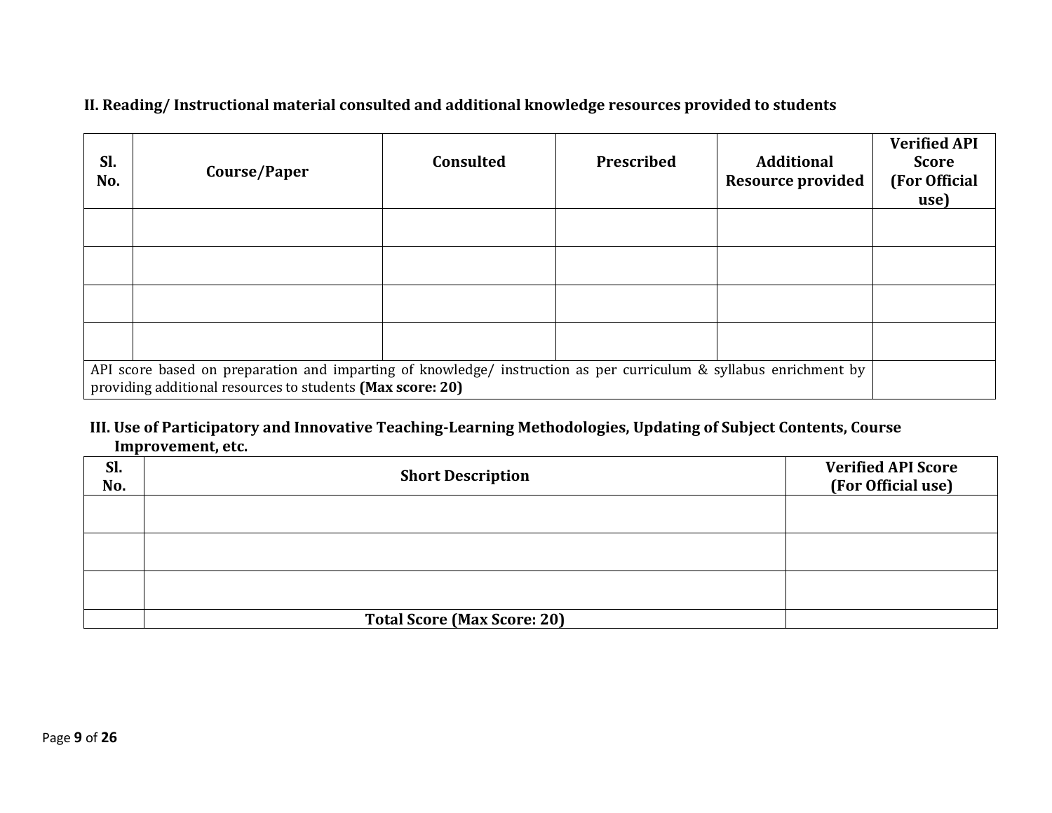**II. Reading/ Instructional material consulted and additional knowledge resources provided to students**

| Sl. No. | Course/Paper | Consulted | Prescribed | Additional Resource provided | Verified API Score (For Official use) |
|---|---|---|---|---|---|
| | | | | | |
| | | | | | |
| | | | | | |
| | | | | | |
| API score based on preparation and imparting of knowledge/ instruction as per curriculum & syllabus enrichment by providing additional resources to students **(Max score: 20)** | | | | | |

**III. Use of Participatory and Innovative Teaching-Learning Methodologies, Updating of Subject Contents, Course Improvement, etc.**

| Sl. No. | Short Description | Verified API Score (For Official use) |
|---|---|---|
| | | |
| | | |
| | | |
| | **Total Score (Max Score: 20)** | |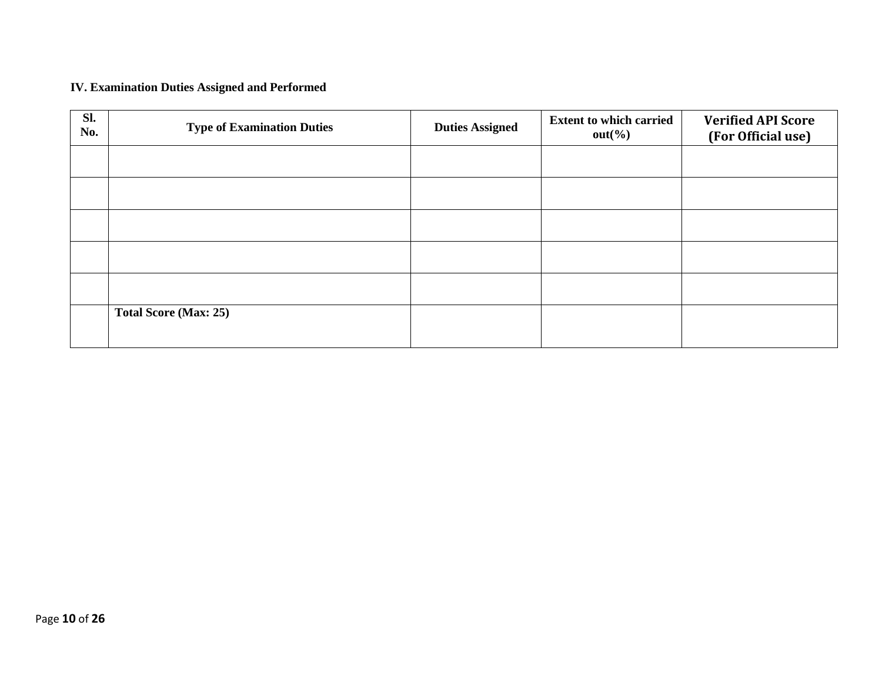**IV. Examination Duties Assigned and Performed**

| Sl. No. | Type of Examination Duties | Duties Assigned | Extent to which carried out(%) | Verified API Score (For Official use) |
|---|---|---|---|---|
| | | | | |
| | | | | |
| | | | | |
| | | | | |
| | | | | |
| | **Total Score (Max: 25)** | | | |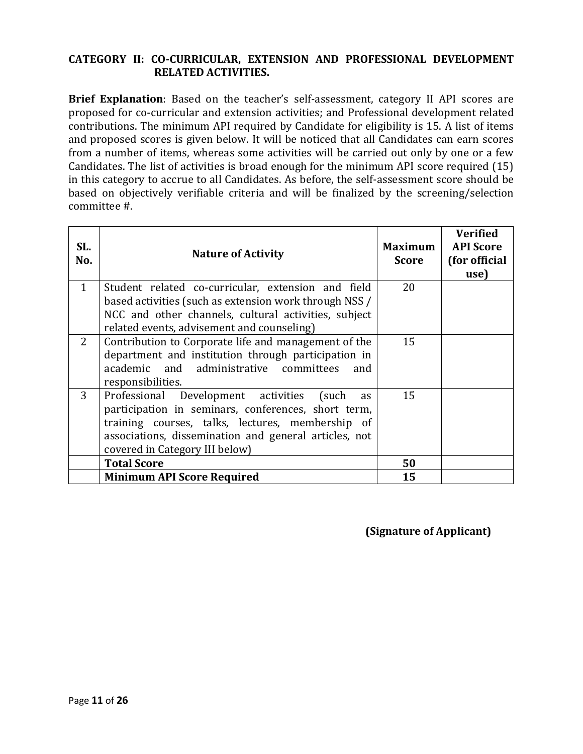**CATEGORY II: CO-CURRICULAR, EXTENSION AND PROFESSIONAL DEVELOPMENT RELATED ACTIVITIES.**

**Brief Explanation**: Based on the teacher's self-assessment, category II API scores are proposed for co-curricular and extension activities; and Professional development related contributions. The minimum API required by Candidate for eligibility is 15. A list of items and proposed scores is given below. It will be noticed that all Candidates can earn scores from a number of items, whereas some activities will be carried out only by one or a few Candidates. The list of activities is broad enough for the minimum API score required (15) in this category to accrue to all Candidates. As before, the self-assessment score should be based on objectively verifiable criteria and will be finalized by the screening/selection committee #.

| SL. No. | Nature of Activity | Maximum Score | Verified API Score (for official use) |
|---|---|---|---|
| 1 | Student related co-curricular, extension and field based activities (such as extension work through NSS / NCC and other channels, cultural activities, subject related events, advisement and counseling) | 20 | |
| 2 | Contribution to Corporate life and management of the department and institution through participation in academic and administrative committees and responsibilities. | 15 | |
| 3 | Professional Development activities (such as participation in seminars, conferences, short term, training courses, talks, lectures, membership of associations, dissemination and general articles, not covered in Category III below) | 15 | |
| | **Total Score** | **50** | |
| | **Minimum API Score Required** | **15** | |

**(Signature of Applicant)**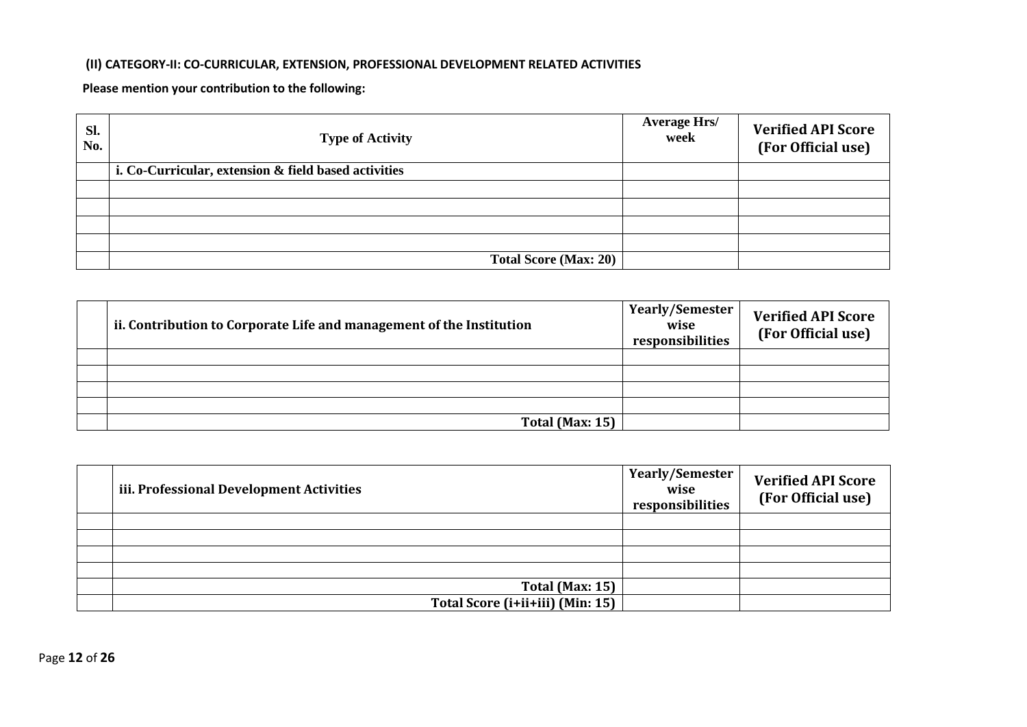**(II) CATEGORY-II: CO-CURRICULAR, EXTENSION, PROFESSIONAL DEVELOPMENT RELATED ACTIVITIES**

**Please mention your contribution to the following:**

| Sl. No. | Type of Activity | Average Hrs/ week | Verified API Score (For Official use) |
|---|---|---|---|
| | **i. Co-Curricular, extension & field based activities** | | |
| | | | |
| | | | |
| | | | |
| | | | |
| | **Total Score (Max: 20)** | | |

| | ii. Contribution to Corporate Life and management of the Institution | Yearly/Semester wise responsibilities | Verified API Score (For Official use) |
|---|---|---|---|
| | | | |
| | | | |
| | | | |
| | | | |
| | **Total (Max: 15)** | | |

| | iii. Professional Development Activities | Yearly/Semester wise responsibilities | Verified API Score (For Official use) |
|---|---|---|---|
| | | | |
| | | | |
| | | | |
| | | | |
| | **Total (Max: 15)** | | |
| | **Total Score (i+ii+iii) (Min: 15)** | | |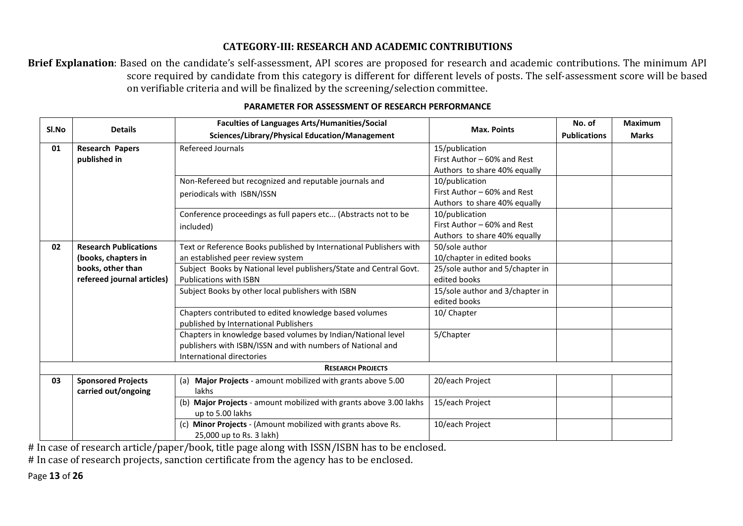## CATEGORY-III: RESEARCH AND ACADEMIC CONTRIBUTIONS

**Brief Explanation**: Based on the candidate's self-assessment, API scores are proposed for research and academic contributions. The minimum API score required by candidate from this category is different for different levels of posts. The self-assessment score will be based on verifiable criteria and will be finalized by the screening/selection committee.

### PARAMETER FOR ASSESSMENT OF RESEARCH PERFORMANCE

| Sl.No | Details | Faculties of Languages Arts/Humanities/Social Sciences/Library/Physical Education/Management | Max. Points | No. of Publications | Maximum Marks |
|---|---|---|---|---|---|
| 01 | **Research Papers published in** | Refereed Journals | 15/publication First Author – 60% and Rest Authors to share 40% equally | | |
| | | Non-Refereed but recognized and reputable journals and periodicals with ISBN/ISSN | 10/publication First Author – 60% and Rest Authors to share 40% equally | | |
| | | Conference proceedings as full papers etc... (Abstracts not to be included) | 10/publication First Author – 60% and Rest Authors to share 40% equally | | |
| 02 | **Research Publications (books, chapters in books, other than refereed journal articles)** | Text or Reference Books published by International Publishers with an established peer review system | 50/sole author 10/chapter in edited books | | |
| | | Subject Books by National level publishers/State and Central Govt. Publications with ISBN | 25/sole author and 5/chapter in edited books | | |
| | | Subject Books by other local publishers with ISBN | 15/sole author and 3/chapter in edited books | | |
| | | Chapters contributed to edited knowledge based volumes published by International Publishers | 10/ Chapter | | |
| | | Chapters in knowledge based volumes by Indian/National level publishers with ISBN/ISSN and with numbers of National and International directories | 5/Chapter | | |
| | | **RESEARCH PROJECTS** | | | |
| 03 | **Sponsored Projects carried out/ongoing** | (a) **Major Projects** - amount mobilized with grants above 5.00 lakhs | 20/each Project | | |
| | | (b) **Major Projects** - amount mobilized with grants above 3.00 lakhs up to 5.00 lakhs | 15/each Project | | |
| | | (c) **Minor Projects** - (Amount mobilized with grants above Rs. 25,000 up to Rs. 3 lakh) | 10/each Project | | |

# In case of research article/paper/book, title page along with ISSN/ISBN has to be enclosed.

# In case of research projects, sanction certificate from the agency has to be enclosed.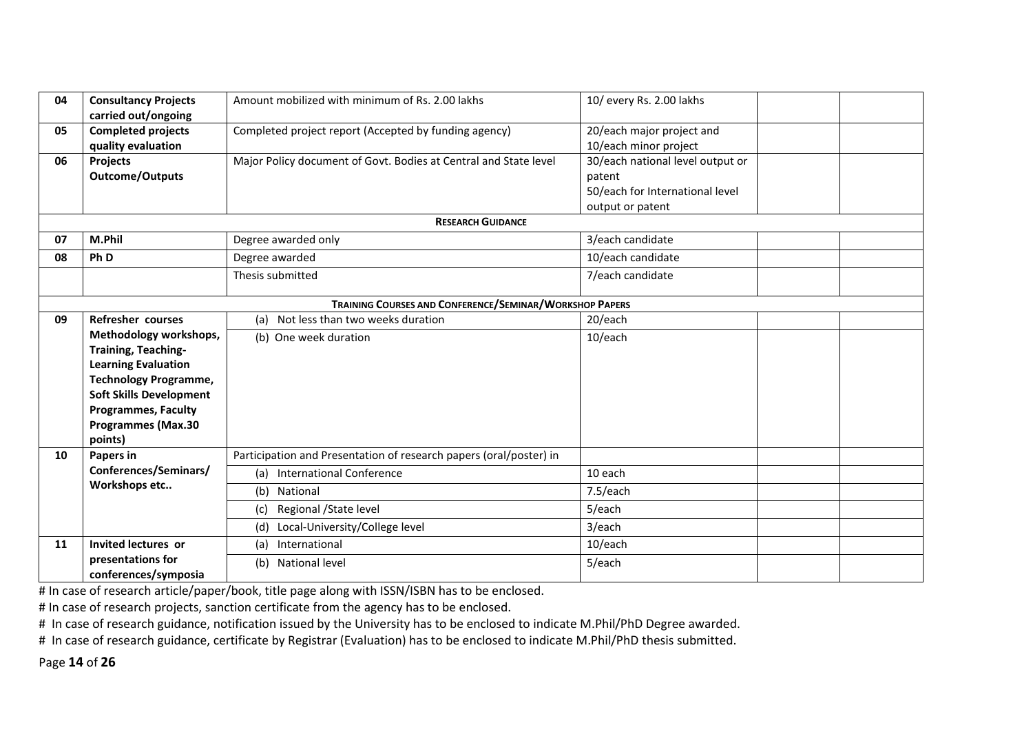| | | | | | |
|---|---|---|---|---|---|
| 04 | **Consultancy Projects carried out/ongoing** | Amount mobilized with minimum of Rs. 2.00 lakhs | 10/ every Rs. 2.00 lakhs | | |
| 05 | **Completed projects quality evaluation** | Completed project report (Accepted by funding agency) | 20/each major project and 10/each minor project | | |
| 06 | **Projects Outcome/Outputs** | Major Policy document of Govt. Bodies at Central and State level | 30/each national level output or patent 50/each for International level output or patent | | |
| | | **RESEARCH GUIDANCE** | | | |
| 07 | **M.Phil** | Degree awarded only | 3/each candidate | | |
| 08 | **Ph D** | Degree awarded | 10/each candidate | | |
| | | Thesis submitted | 7/each candidate | | |
| | | **TRAINING COURSES AND CONFERENCE/SEMINAR/WORKSHOP PAPERS** | | | |
| 09 | **Refresher courses Methodology workshops, Training, Teaching-Learning Evaluation Technology Programme, Soft Skills Development Programmes, Faculty Programmes (Max.30 points)** | (a) Not less than two weeks duration | 20/each | | |
| | | (b) One week duration | 10/each | | |
| 10 | **Papers in Conferences/Seminars/ Workshops etc..** | Participation and Presentation of research papers (oral/poster) in | | | |
| | | (a) International Conference | 10 each | | |
| | | (b) National | 7.5/each | | |
| | | (c) Regional /State level | 5/each | | |
| | | (d) Local-University/College level | 3/each | | |
| 11 | **Invited lectures or presentations for conferences/symposia** | (a) International | 10/each | | |
| | | (b) National level | 5/each | | |

# In case of research article/paper/book, title page along with ISSN/ISBN has to be enclosed.

# In case of research projects, sanction certificate from the agency has to be enclosed.

# In case of research guidance, notification issued by the University has to be enclosed to indicate M.Phil/PhD Degree awarded.

# In case of research guidance, certificate by Registrar (Evaluation) has to be enclosed to indicate M.Phil/PhD thesis submitted.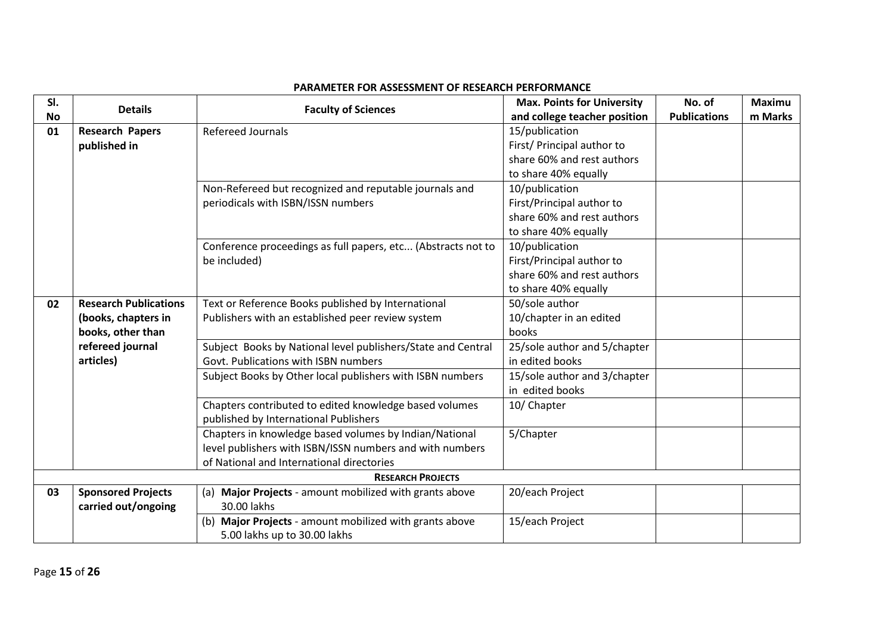**PARAMETER FOR ASSESSMENT OF RESEARCH PERFORMANCE**

| Sl. No | Details | Faculty of Sciences | Max. Points for University and college teacher position | No. of Publications | Maximum Marks |
|---|---|---|---|---|---|
| 01 | **Research Papers published in** | Refereed Journals | 15/publication First/ Principal author to share 60% and rest authors to share 40% equally | | |
| | | Non-Refereed but recognized and reputable journals and periodicals with ISBN/ISSN numbers | 10/publication First/Principal author to share 60% and rest authors to share 40% equally | | |
| | | Conference proceedings as full papers, etc... (Abstracts not to be included) | 10/publication First/Principal author to share 60% and rest authors to share 40% equally | | |
| 02 | **Research Publications (books, chapters in books, other than refereed journal articles)** | Text or Reference Books published by International Publishers with an established peer review system | 50/sole author 10/chapter in an edited books | | |
| | | Subject Books by National level publishers/State and Central Govt. Publications with ISBN numbers | 25/sole author and 5/chapter in edited books | | |
| | | Subject Books by Other local publishers with ISBN numbers | 15/sole author and 3/chapter in edited books | | |
| | | Chapters contributed to edited knowledge based volumes published by International Publishers | 10/ Chapter | | |
| | | Chapters in knowledge based volumes by Indian/National level publishers with ISBN/ISSN numbers and with numbers of National and International directories | 5/Chapter | | |
| | | **RESEARCH PROJECTS** | | | |
| 03 | **Sponsored Projects carried out/ongoing** | (a) **Major Projects** - amount mobilized with grants above 30.00 lakhs | 20/each Project | | |
| | | (b) **Major Projects** - amount mobilized with grants above 5.00 lakhs up to 30.00 lakhs | 15/each Project | | |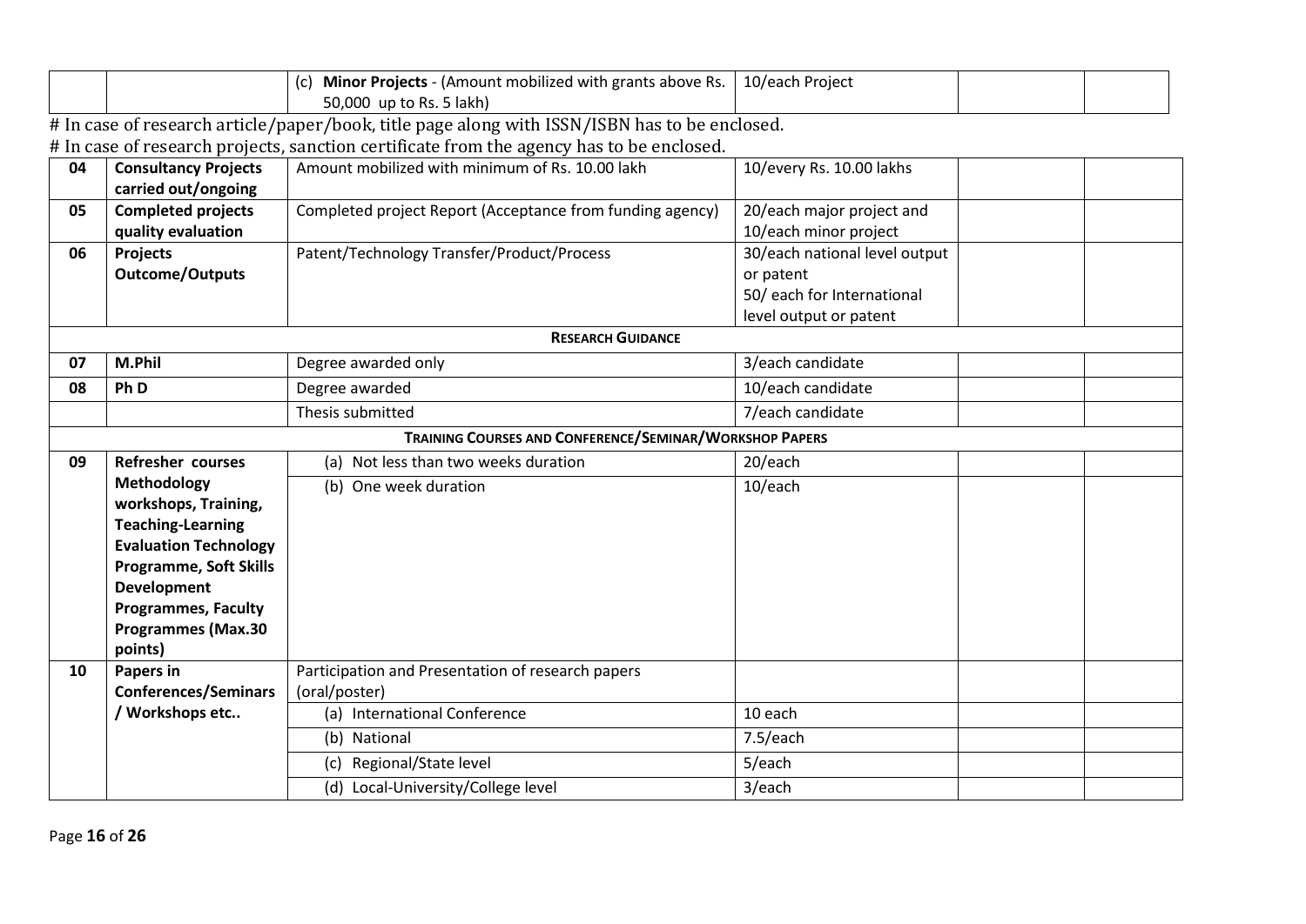| | | (c) **Minor Projects** - (Amount mobilized with grants above Rs. 50,000 up to Rs. 5 lakh) | 10/each Project | | |
|---|---|---|---|---|---|

# In case of research article/paper/book, title page along with ISSN/ISBN has to be enclosed.

# In case of research projects, sanction certificate from the agency has to be enclosed.

| | | | | | |
|---|---|---|---|---|---|
| 04 | **Consultancy Projects carried out/ongoing** | Amount mobilized with minimum of Rs. 10.00 lakh | 10/every Rs. 10.00 lakhs | | |
| 05 | **Completed projects quality evaluation** | Completed project Report (Acceptance from funding agency) | 20/each major project and 10/each minor project | | |
| 06 | **Projects Outcome/Outputs** | Patent/Technology Transfer/Product/Process | 30/each national level output or patent 50/ each for International level output or patent | | |
| | | **RESEARCH GUIDANCE** | | | |
| 07 | **M.Phil** | Degree awarded only | 3/each candidate | | |
| 08 | **Ph D** | Degree awarded | 10/each candidate | | |
| | | Thesis submitted | 7/each candidate | | |
| | | **TRAINING COURSES AND CONFERENCE/SEMINAR/WORKSHOP PAPERS** | | | |
| 09 | **Refresher courses Methodology workshops, Training, Teaching-Learning Evaluation Technology Programme, Soft Skills Development Programmes, Faculty Programmes (Max.30 points)** | (a) Not less than two weeks duration | 20/each | | |
| | | (b) One week duration | 10/each | | |
| 10 | **Papers in Conferences/Seminars / Workshops etc..** | Participation and Presentation of research papers (oral/poster) | | | |
| | | (a) International Conference | 10 each | | |
| | | (b) National | 7.5/each | | |
| | | (c) Regional/State level | 5/each | | |
| | | (d) Local-University/College level | 3/each | | |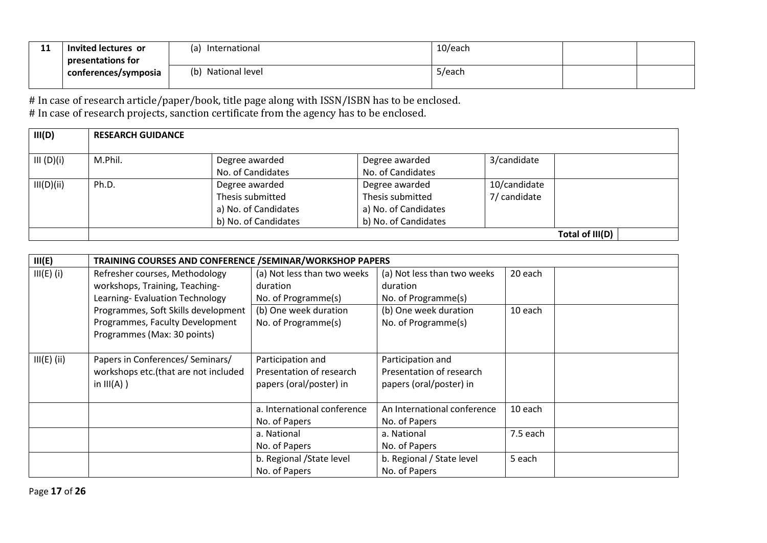| 11 | Invited lectures or presentations for conferences/symposia | (a) International | 10/each | | |
|---|---|---|---|---|---|
| | | (b) National level | 5/each | | |

# In case of research article/paper/book, title page along with ISSN/ISBN has to be enclosed.
# In case of research projects, sanction certificate from the agency has to be enclosed.

| III(D) | RESEARCH GUIDANCE | | | | |
|---|---|---|---|---|---|
| III (D)(i) | M.Phil. | Degree awarded<br>No. of Candidates | Degree awarded<br>No. of Candidates | 3/candidate | |
| III(D)(ii) | Ph.D. | Degree awarded<br>Thesis submitted<br>a) No. of Candidates<br>b) No. of Candidates | Degree awarded<br>Thesis submitted<br>a) No. of Candidates<br>b) No. of Candidates | 10/candidate<br>7/ candidate | |
| | | | | Total of III(D) | |

| III(E) | TRAINING COURSES AND CONFERENCE /SEMINAR/WORKSHOP PAPERS | | | | |
|---|---|---|---|---|---|
| III(E) (i) | Refresher courses, Methodology workshops, Training, Teaching-Learning- Evaluation Technology Programmes, Soft Skills development Programmes, Faculty Development Programmes (Max: 30 points) | (a) Not less than two weeks duration<br>No. of Programme(s) | (a) Not less than two weeks duration<br>No. of Programme(s) | 20 each | |
| | | (b) One week duration<br>No. of Programme(s) | (b) One week duration<br>No. of Programme(s) | 10 each | |
| III(E) (ii) | Papers in Conferences/ Seminars/ workshops etc.(that are not included in III(A) ) | Participation and Presentation of research papers (oral/poster) in | Participation and Presentation of research papers (oral/poster) in | | |
| | | a. International conference<br>No. of Papers | An International conference<br>No. of Papers | 10 each | |
| | | a. National<br>No. of Papers | a. National<br>No. of Papers | 7.5 each | |
| | | b. Regional /State level<br>No. of Papers | b. Regional / State level<br>No. of Papers | 5 each | |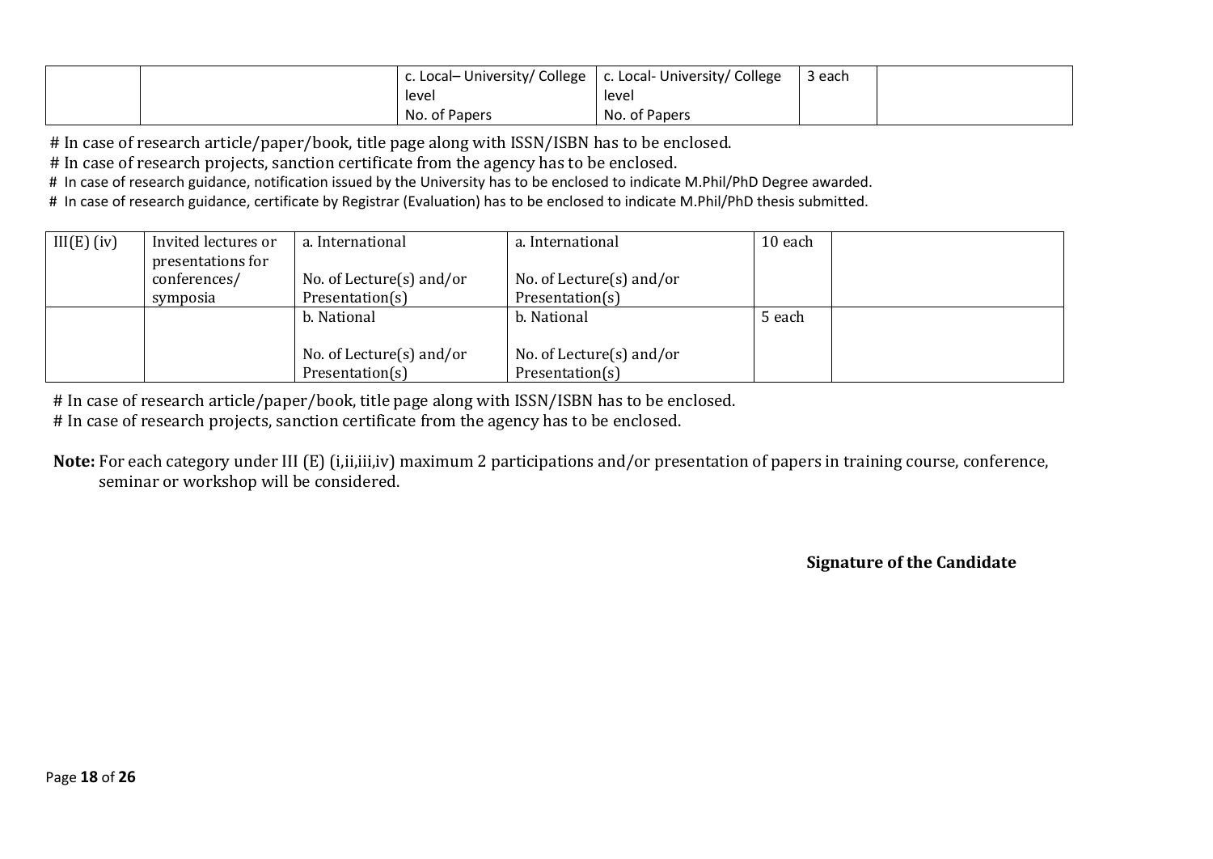| | | c. Local– University/ College level<br>No. of Papers | c. Local- University/ College level<br>No. of Papers | 3 each | |
|---|---|---|---|---|---|

# In case of research article/paper/book, title page along with ISSN/ISBN has to be enclosed.

# In case of research projects, sanction certificate from the agency has to be enclosed.

# In case of research guidance, notification issued by the University has to be enclosed to indicate M.Phil/PhD Degree awarded.

# In case of research guidance, certificate by Registrar (Evaluation) has to be enclosed to indicate M.Phil/PhD thesis submitted.

| III(E) (iv) | Invited lectures or presentations for conferences/ symposia | a. International<br><br>No. of Lecture(s) and/or Presentation(s) | a. International<br><br>No. of Lecture(s) and/or Presentation(s) | 10 each | |
|---|---|---|---|---|---|
| | | b. National<br><br>No. of Lecture(s) and/or Presentation(s) | b. National<br><br>No. of Lecture(s) and/or Presentation(s) | 5 each | |

# In case of research article/paper/book, title page along with ISSN/ISBN has to be enclosed.

# In case of research projects, sanction certificate from the agency has to be enclosed.

**Note:** For each category under III (E) (i,ii,iii,iv) maximum 2 participations and/or presentation of papers in training course, conference, seminar or workshop will be considered.

**Signature of the Candidate**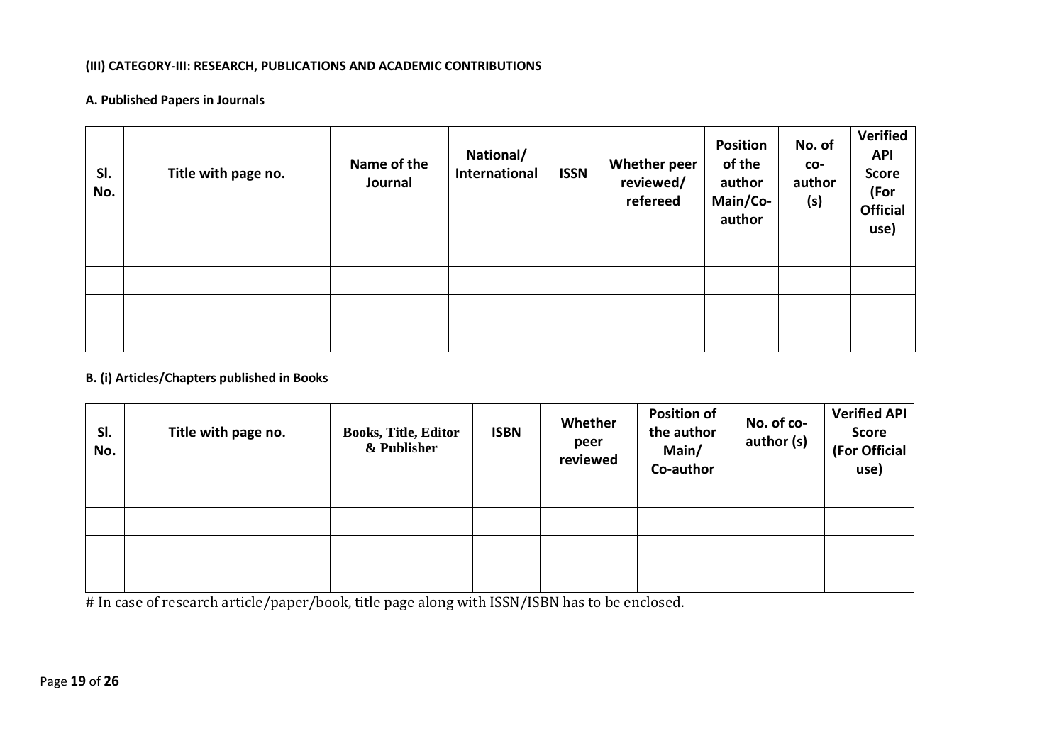**(III) CATEGORY-III: RESEARCH, PUBLICATIONS AND ACADEMIC CONTRIBUTIONS**

**A. Published Papers in Journals**

| Sl. No. | Title with page no. | Name of the Journal | National/ International | ISSN | Whether peer reviewed/ refereed | Position of the author Main/Co-author | No. of co-author (s) | Verified API Score (For Official use) |
|---|---|---|---|---|---|---|---|---|
| | | | | | | | | |
| | | | | | | | | |
| | | | | | | | | |
| | | | | | | | | |

**B. (i) Articles/Chapters published in Books**

| Sl. No. | Title with page no. | Books, Title, Editor & Publisher | ISBN | Whether peer reviewed | Position of the author Main/ Co-author | No. of co-author (s) | Verified API Score (For Official use) |
|---|---|---|---|---|---|---|---|
| | | | | | | | |
| | | | | | | | |
| | | | | | | | |
| | | | | | | | |

# In case of research article/paper/book, title page along with ISSN/ISBN has to be enclosed.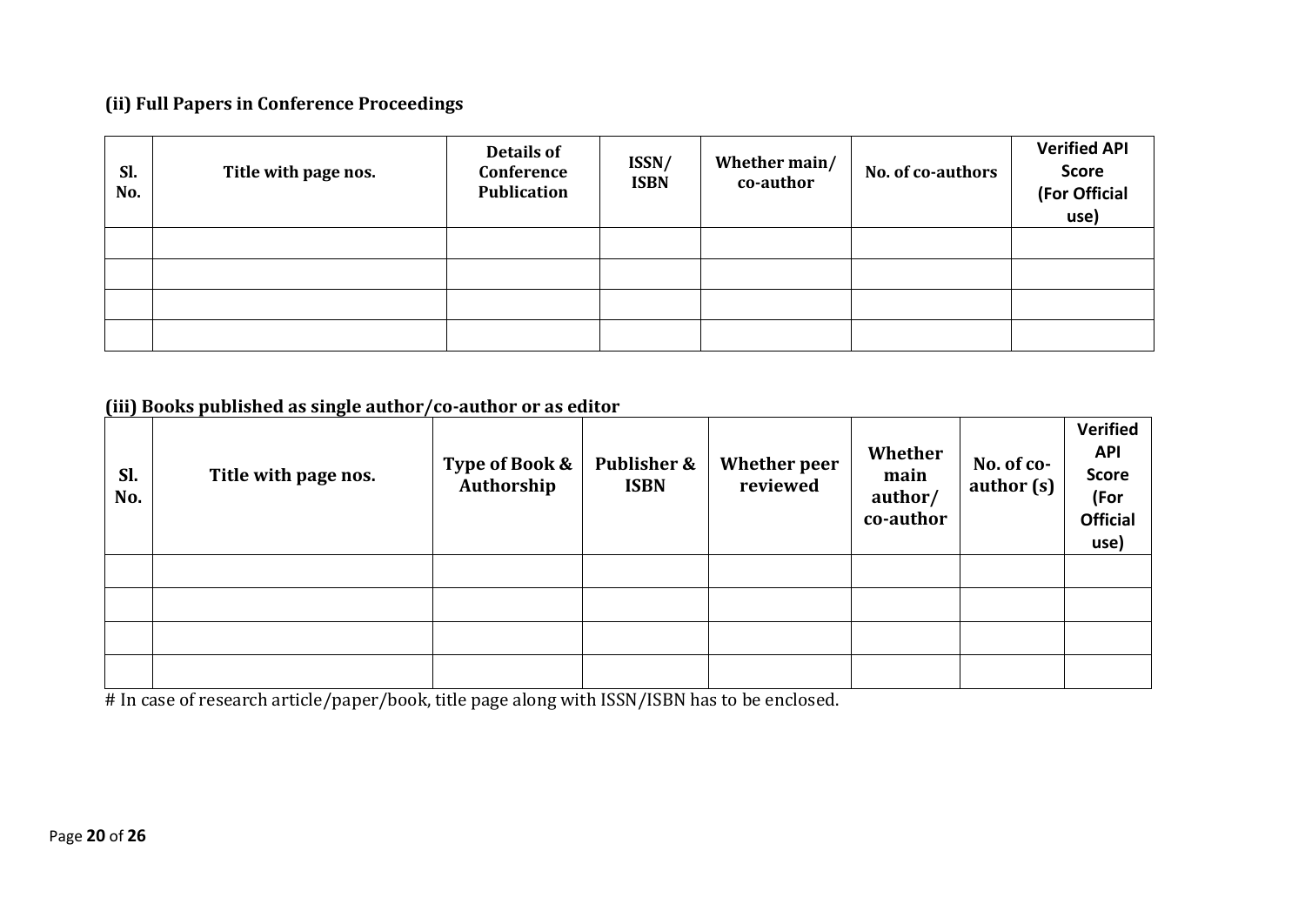**(ii) Full Papers in Conference Proceedings**

| Sl. No. | Title with page nos. | Details of Conference Publication | ISSN/ ISBN | Whether main/ co-author | No. of co-authors | Verified API Score (For Official use) |
|---|---|---|---|---|---|---|
| | | | | | | |
| | | | | | | |
| | | | | | | |
| | | | | | | |

**(iii) Books published as single author/co-author or as editor**

| Sl. No. | Title with page nos. | Type of Book & Authorship | Publisher & ISBN | Whether peer reviewed | Whether main author/ co-author | No. of co-author (s) | Verified API Score (For Official use) |
|---|---|---|---|---|---|---|---|
| | | | | | | | |
| | | | | | | | |
| | | | | | | | |
| | | | | | | | |

# In case of research article/paper/book, title page along with ISSN/ISBN has to be enclosed.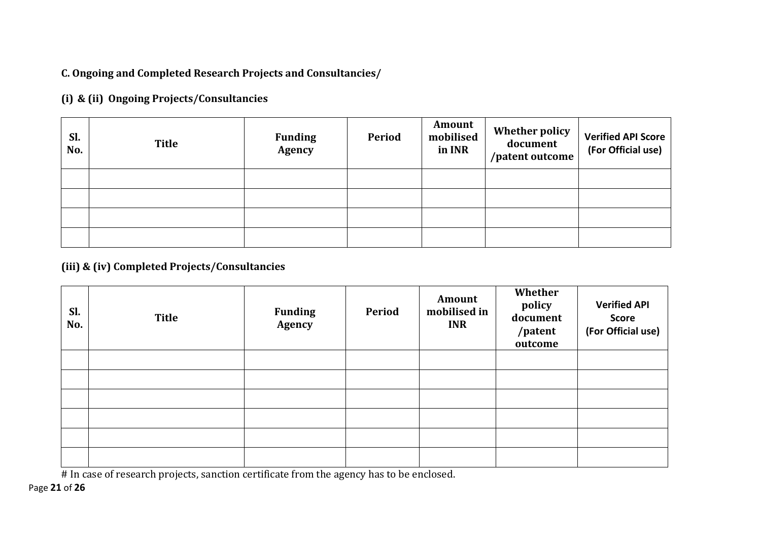**C. Ongoing and Completed Research Projects and Consultancies/**

**(i) & (ii) Ongoing Projects/Consultancies**

| Sl. No. | Title | Funding Agency | Period | Amount mobilised in INR | Whether policy document /patent outcome | Verified API Score (For Official use) |
|---|---|---|---|---|---|---|
| | | | | | | |
| | | | | | | |
| | | | | | | |
| | | | | | | |

**(iii) & (iv) Completed Projects/Consultancies**

| Sl. No. | Title | Funding Agency | Period | Amount mobilised in INR | Whether policy document /patent outcome | Verified API Score (For Official use) |
|---|---|---|---|---|---|---|
| | | | | | | |
| | | | | | | |
| | | | | | | |
| | | | | | | |
| | | | | | | |
| | | | | | | |

# In case of research projects, sanction certificate from the agency has to be enclosed.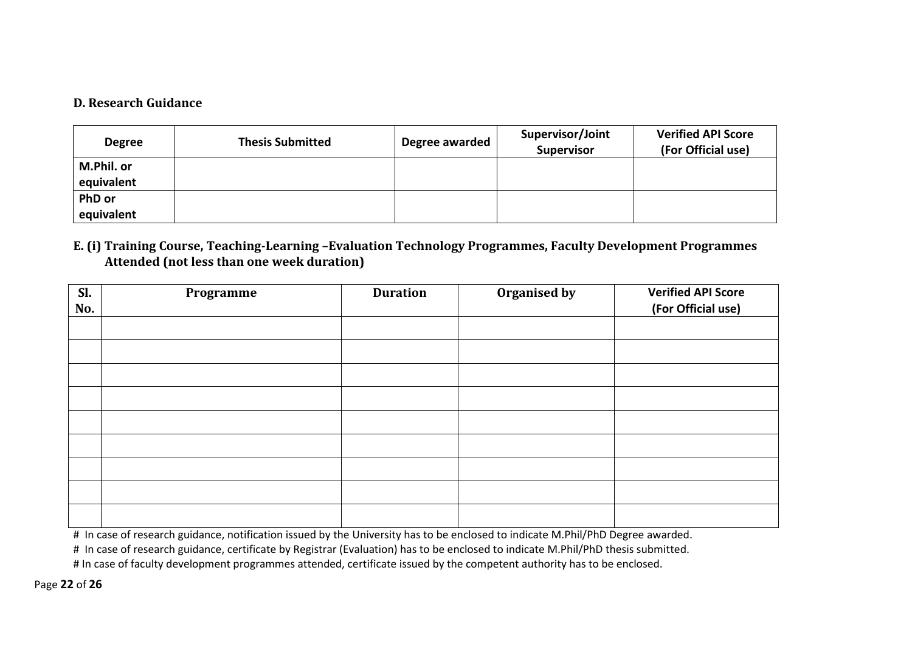### D. Research Guidance

| Degree | Thesis Submitted | Degree awarded | Supervisor/Joint Supervisor | Verified API Score (For Official use) |
|---|---|---|---|---|
| M.Phil. or equivalent | | | | |
| PhD or equivalent | | | | |

### E. (i) Training Course, Teaching-Learning –Evaluation Technology Programmes, Faculty Development Programmes Attended (not less than one week duration)

| Sl. No. | Programme | Duration | Organised by | Verified API Score (For Official use) |
|---|---|---|---|---|
| | | | | |
| | | | | |
| | | | | |
| | | | | |
| | | | | |
| | | | | |
| | | | | |
| | | | | |
| | | | | |

# In case of research guidance, notification issued by the University has to be enclosed to indicate M.Phil/PhD Degree awarded.

# In case of research guidance, certificate by Registrar (Evaluation) has to be enclosed to indicate M.Phil/PhD thesis submitted.

# In case of faculty development programmes attended, certificate issued by the competent authority has to be enclosed.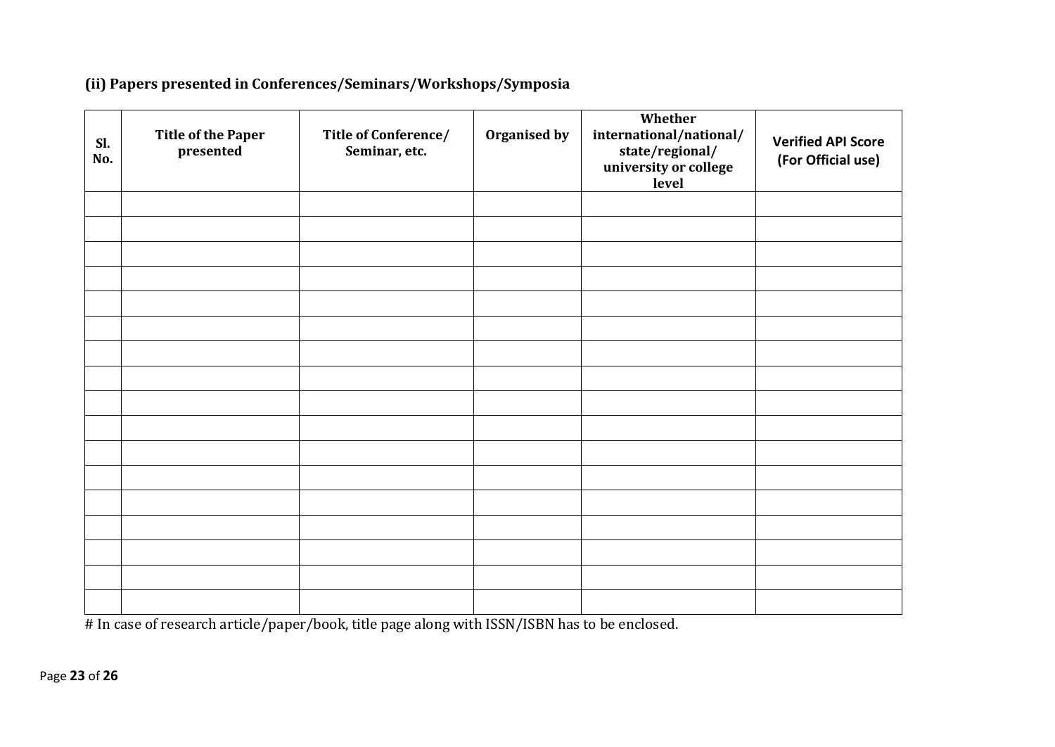**(ii) Papers presented in Conferences/Seminars/Workshops/Symposia**

| Sl. No. | Title of the Paper presented | Title of Conference/ Seminar, etc. | Organised by | Whether international/national/ state/regional/ university or college level | Verified API Score (For Official use) |
|---|---|---|---|---|---|
| | | | | | |
| | | | | | |
| | | | | | |
| | | | | | |
| | | | | | |
| | | | | | |
| | | | | | |
| | | | | | |
| | | | | | |
| | | | | | |
| | | | | | |
| | | | | | |
| | | | | | |
| | | | | | |
| | | | | | |
| | | | | | |
| | | | | | |

# In case of research article/paper/book, title page along with ISSN/ISBN has to be enclosed.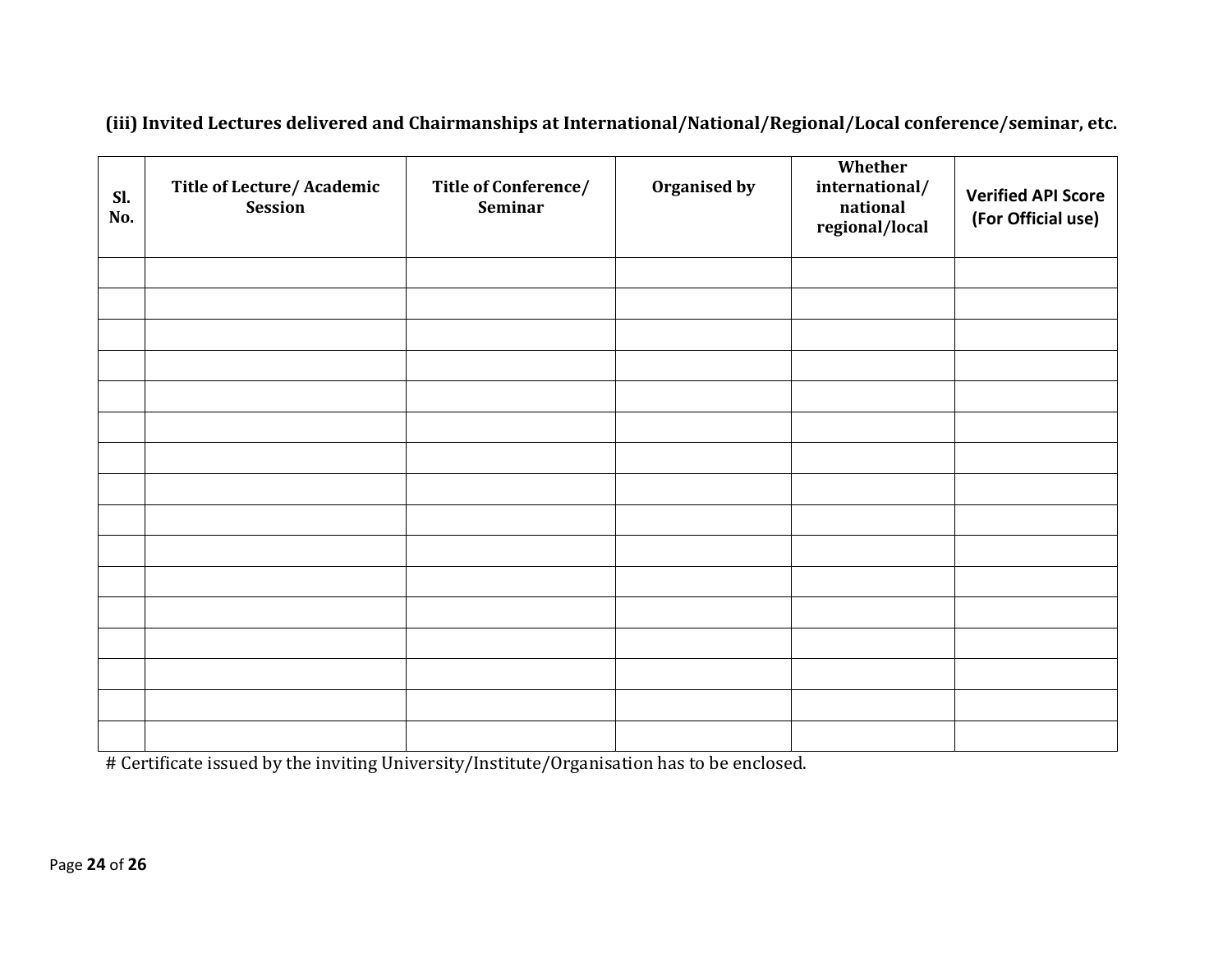**(iii) Invited Lectures delivered and Chairmanships at International/National/Regional/Local conference/seminar, etc.**

| Sl. No. | Title of Lecture/ Academic Session | Title of Conference/ Seminar | Organised by | Whether international/ national regional/local | Verified API Score (For Official use) |
|---|---|---|---|---|---|
| | | | | | |
| | | | | | |
| | | | | | |
| | | | | | |
| | | | | | |
| | | | | | |
| | | | | | |
| | | | | | |
| | | | | | |
| | | | | | |
| | | | | | |
| | | | | | |
| | | | | | |
| | | | | | |
| | | | | | |
| | | | | | |

# Certificate issued by the inviting University/Institute/Organisation has to be enclosed.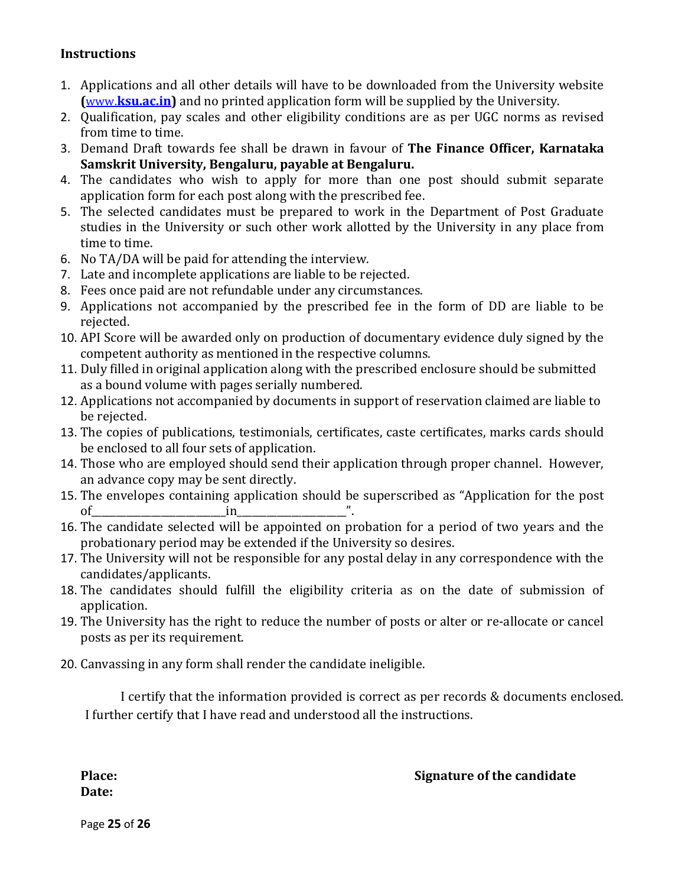## Instructions

1. Applications and all other details will have to be downloaded from the University website (www.**ksu.ac.in**) and no printed application form will be supplied by the University.
2. Qualification, pay scales and other eligibility conditions are as per UGC norms as revised from time to time.
3. Demand Draft towards fee shall be drawn in favour of **The Finance Officer, Karnataka Samskrit University, Bengaluru, payable at Bengaluru.**
4. The candidates who wish to apply for more than one post should submit separate application form for each post along with the prescribed fee.
5. The selected candidates must be prepared to work in the Department of Post Graduate studies in the University or such other work allotted by the University in any place from time to time.
6. No TA/DA will be paid for attending the interview.
7. Late and incomplete applications are liable to be rejected.
8. Fees once paid are not refundable under any circumstances.
9. Applications not accompanied by the prescribed fee in the form of DD are liable to be rejected.
10. API Score will be awarded only on production of documentary evidence duly signed by the competent authority as mentioned in the respective columns.
11. Duly filled in original application along with the prescribed enclosure should be submitted as a bound volume with pages serially numbered.
12. Applications not accompanied by documents in support of reservation claimed are liable to be rejected.
13. The copies of publications, testimonials, certificates, caste certificates, marks cards should be enclosed to all four sets of application.
14. Those who are employed should send their application through proper channel. However, an advance copy may be sent directly.
15. The envelopes containing application should be superscribed as "Application for the post of_________________________in____________________".
16. The candidate selected will be appointed on probation for a period of two years and the probationary period may be extended if the University so desires.
17. The University will not be responsible for any postal delay in any correspondence with the candidates/applicants.
18. The candidates should fulfill the eligibility criteria as on the date of submission of application.
19. The University has the right to reduce the number of posts or alter or re-allocate or cancel posts as per its requirement.
20. Canvassing in any form shall render the candidate ineligible.

I certify that the information provided is correct as per records & documents enclosed. I further certify that I have read and understood all the instructions.

**Place:** **Signature of the candidate**

**Date:**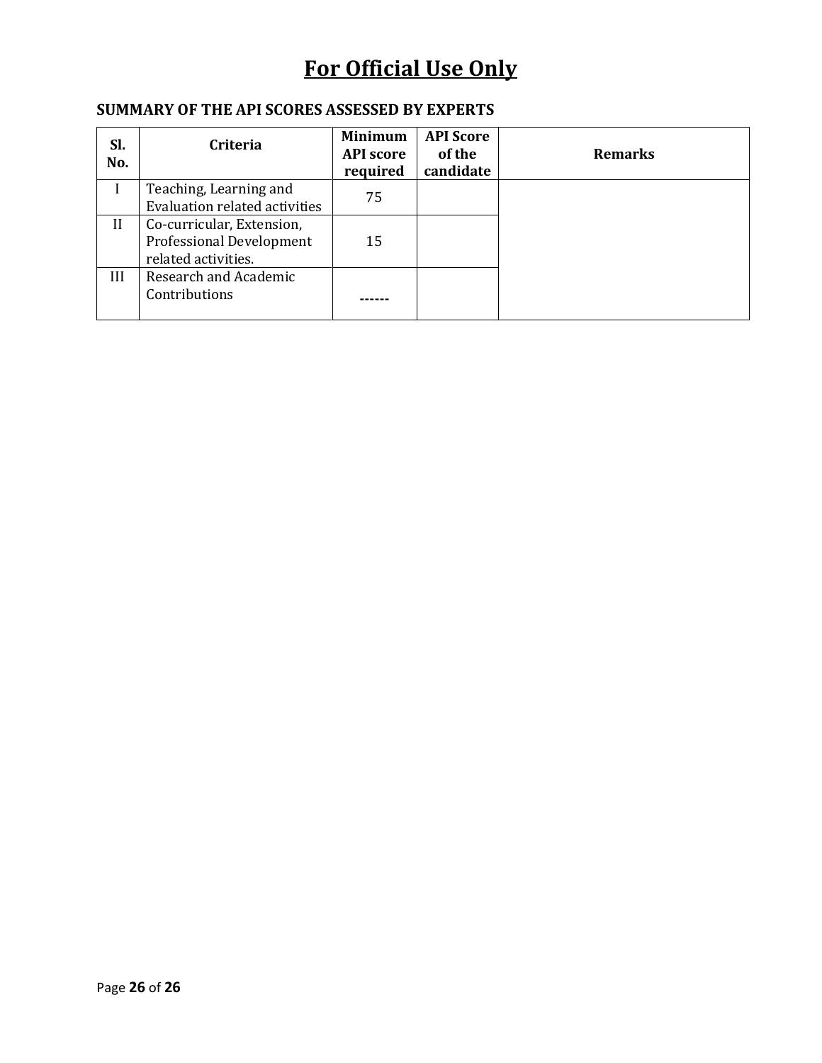# For Official Use Only

## SUMMARY OF THE API SCORES ASSESSED BY EXPERTS

| Sl. No. | Criteria | Minimum API score required | API Score of the candidate | Remarks |
|---|---|---|---|---|
| I | Teaching, Learning and Evaluation related activities | 75 | | |
| II | Co-curricular, Extension, Professional Development related activities. | 15 | | |
| III | Research and Academic Contributions | ------ | | |